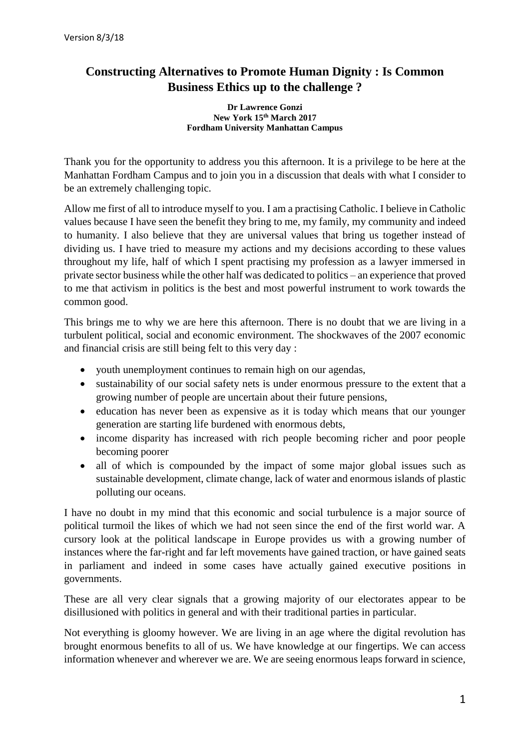Version 8/3/18

# Constructing Alternatives to Promote Human Dignity : Is Common Business Ethics up to the challenge ?

**Dr Lawrence Gonzi**
**New York 15th March 2017**
**Fordham University Manhattan Campus**

Thank you for the opportunity to address you this afternoon. It is a privilege to be here at the Manhattan Fordham Campus and to join you in a discussion that deals with what I consider to be an extremely challenging topic.

Allow me first of all to introduce myself to you. I am a practising Catholic. I believe in Catholic values because I have seen the benefit they bring to me, my family, my community and indeed to humanity. I also believe that they are universal values that bring us together instead of dividing us. I have tried to measure my actions and my decisions according to these values throughout my life, half of which I spent practising my profession as a lawyer immersed in private sector business while the other half was dedicated to politics – an experience that proved to me that activism in politics is the best and most powerful instrument to work towards the common good.

This brings me to why we are here this afternoon. There is no doubt that we are living in a turbulent political, social and economic environment. The shockwaves of the 2007 economic and financial crisis are still being felt to this very day :

- youth unemployment continues to remain high on our agendas,
- sustainability of our social safety nets is under enormous pressure to the extent that a growing number of people are uncertain about their future pensions,
- education has never been as expensive as it is today which means that our younger generation are starting life burdened with enormous debts,
- income disparity has increased with rich people becoming richer and poor people becoming poorer
- all of which is compounded by the impact of some major global issues such as sustainable development, climate change, lack of water and enormous islands of plastic polluting our oceans.

I have no doubt in my mind that this economic and social turbulence is a major source of political turmoil the likes of which we had not seen since the end of the first world war. A cursory look at the political landscape in Europe provides us with a growing number of instances where the far-right and far left movements have gained traction, or have gained seats in parliament and indeed in some cases have actually gained executive positions in governments.

These are all very clear signals that a growing majority of our electorates appear to be disillusioned with politics in general and with their traditional parties in particular.

Not everything is gloomy however. We are living in an age where the digital revolution has brought enormous benefits to all of us. We have knowledge at our fingertips. We can access information whenever and wherever we are. We are seeing enormous leaps forward in science,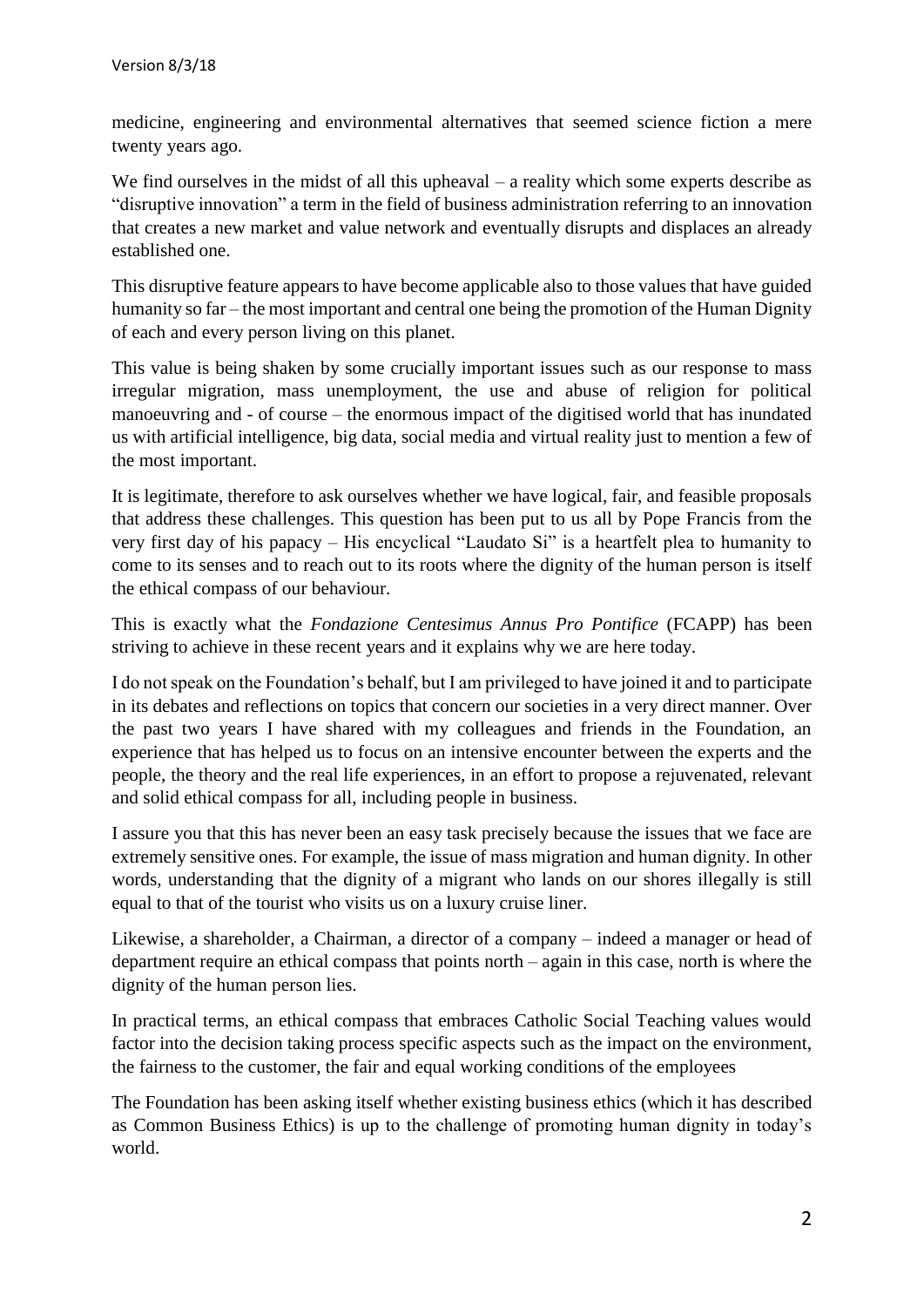medicine, engineering and environmental alternatives that seemed science fiction a mere twenty years ago.

We find ourselves in the midst of all this upheaval – a reality which some experts describe as "disruptive innovation" a term in the field of business administration referring to an innovation that creates a new market and value network and eventually disrupts and displaces an already established one.

This disruptive feature appears to have become applicable also to those values that have guided humanity so far – the most important and central one being the promotion of the Human Dignity of each and every person living on this planet.

This value is being shaken by some crucially important issues such as our response to mass irregular migration, mass unemployment, the use and abuse of religion for political manoeuvring and - of course – the enormous impact of the digitised world that has inundated us with artificial intelligence, big data, social media and virtual reality just to mention a few of the most important.

It is legitimate, therefore to ask ourselves whether we have logical, fair, and feasible proposals that address these challenges. This question has been put to us all by Pope Francis from the very first day of his papacy – His encyclical "Laudato Si" is a heartfelt plea to humanity to come to its senses and to reach out to its roots where the dignity of the human person is itself the ethical compass of our behaviour.

This is exactly what the *Fondazione Centesimus Annus Pro Pontifice* (FCAPP) has been striving to achieve in these recent years and it explains why we are here today.

I do not speak on the Foundation's behalf, but I am privileged to have joined it and to participate in its debates and reflections on topics that concern our societies in a very direct manner. Over the past two years I have shared with my colleagues and friends in the Foundation, an experience that has helped us to focus on an intensive encounter between the experts and the people, the theory and the real life experiences, in an effort to propose a rejuvenated, relevant and solid ethical compass for all, including people in business.

I assure you that this has never been an easy task precisely because the issues that we face are extremely sensitive ones. For example, the issue of mass migration and human dignity. In other words, understanding that the dignity of a migrant who lands on our shores illegally is still equal to that of the tourist who visits us on a luxury cruise liner.

Likewise, a shareholder, a Chairman, a director of a company – indeed a manager or head of department require an ethical compass that points north – again in this case, north is where the dignity of the human person lies.

In practical terms, an ethical compass that embraces Catholic Social Teaching values would factor into the decision taking process specific aspects such as the impact on the environment, the fairness to the customer, the fair and equal working conditions of the employees

The Foundation has been asking itself whether existing business ethics (which it has described as Common Business Ethics) is up to the challenge of promoting human dignity in today's world.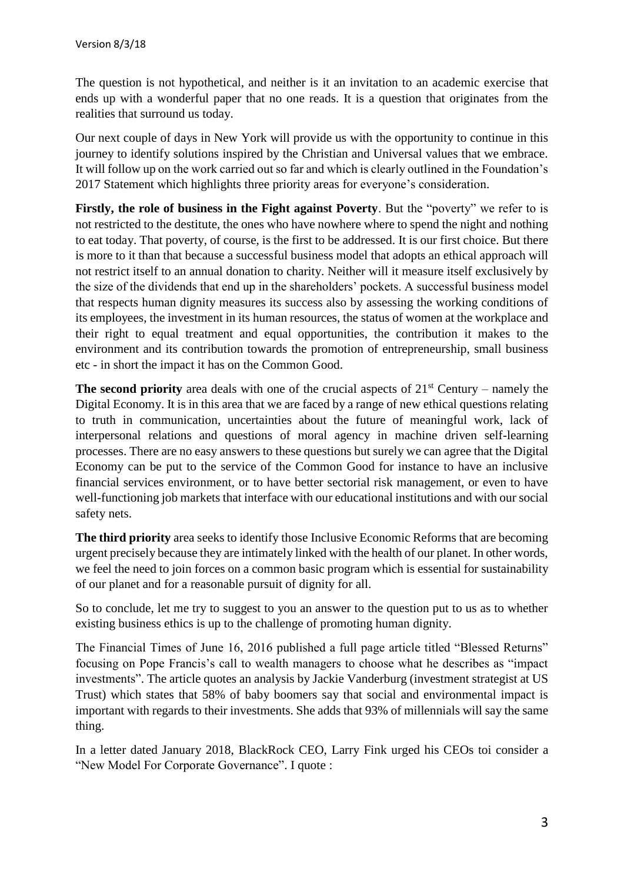The question is not hypothetical, and neither is it an invitation to an academic exercise that ends up with a wonderful paper that no one reads. It is a question that originates from the realities that surround us today.

Our next couple of days in New York will provide us with the opportunity to continue in this journey to identify solutions inspired by the Christian and Universal values that we embrace. It will follow up on the work carried out so far and which is clearly outlined in the Foundation's 2017 Statement which highlights three priority areas for everyone's consideration.

**Firstly, the role of business in the Fight against Poverty**. But the "poverty" we refer to is not restricted to the destitute, the ones who have nowhere where to spend the night and nothing to eat today. That poverty, of course, is the first to be addressed. It is our first choice. But there is more to it than that because a successful business model that adopts an ethical approach will not restrict itself to an annual donation to charity. Neither will it measure itself exclusively by the size of the dividends that end up in the shareholders' pockets. A successful business model that respects human dignity measures its success also by assessing the working conditions of its employees, the investment in its human resources, the status of women at the workplace and their right to equal treatment and equal opportunities, the contribution it makes to the environment and its contribution towards the promotion of entrepreneurship, small business etc - in short the impact it has on the Common Good.

**The second priority** area deals with one of the crucial aspects of 21st Century – namely the Digital Economy. It is in this area that we are faced by a range of new ethical questions relating to truth in communication, uncertainties about the future of meaningful work, lack of interpersonal relations and questions of moral agency in machine driven self-learning processes. There are no easy answers to these questions but surely we can agree that the Digital Economy can be put to the service of the Common Good for instance to have an inclusive financial services environment, or to have better sectorial risk management, or even to have well-functioning job markets that interface with our educational institutions and with our social safety nets.

**The third priority** area seeks to identify those Inclusive Economic Reforms that are becoming urgent precisely because they are intimately linked with the health of our planet. In other words, we feel the need to join forces on a common basic program which is essential for sustainability of our planet and for a reasonable pursuit of dignity for all.

So to conclude, let me try to suggest to you an answer to the question put to us as to whether existing business ethics is up to the challenge of promoting human dignity.

The Financial Times of June 16, 2016 published a full page article titled "Blessed Returns" focusing on Pope Francis's call to wealth managers to choose what he describes as "impact investments". The article quotes an analysis by Jackie Vanderburg (investment strategist at US Trust) which states that 58% of baby boomers say that social and environmental impact is important with regards to their investments. She adds that 93% of millennials will say the same thing.

In a letter dated January 2018, BlackRock CEO, Larry Fink urged his CEOs toi consider a "New Model For Corporate Governance". I quote :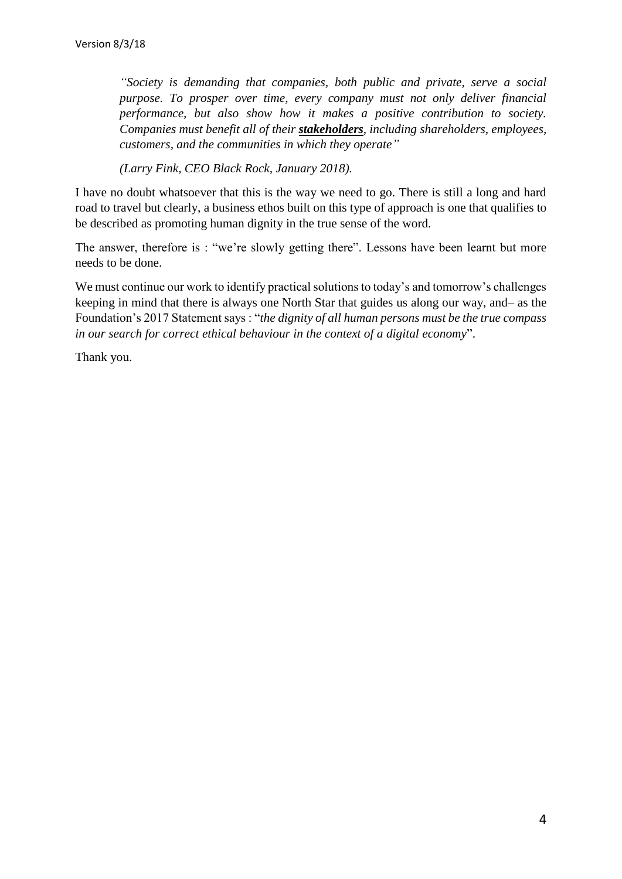*"Society is demanding that companies, both public and private, serve a social purpose. To prosper over time, every company must not only deliver financial performance, but also show how it makes a positive contribution to society. Companies must benefit all of their* ***stakeholders****, including shareholders, employees, customers, and the communities in which they operate"*

*(Larry Fink, CEO Black Rock, January 2018).*

I have no doubt whatsoever that this is the way we need to go. There is still a long and hard road to travel but clearly, a business ethos built on this type of approach is one that qualifies to be described as promoting human dignity in the true sense of the word.

The answer, therefore is : "we're slowly getting there". Lessons have been learnt but more needs to be done.

We must continue our work to identify practical solutions to today's and tomorrow's challenges keeping in mind that there is always one North Star that guides us along our way, and– as the Foundation's 2017 Statement says : "*the dignity of all human persons must be the true compass in our search for correct ethical behaviour in the context of a digital economy*".

Thank you.